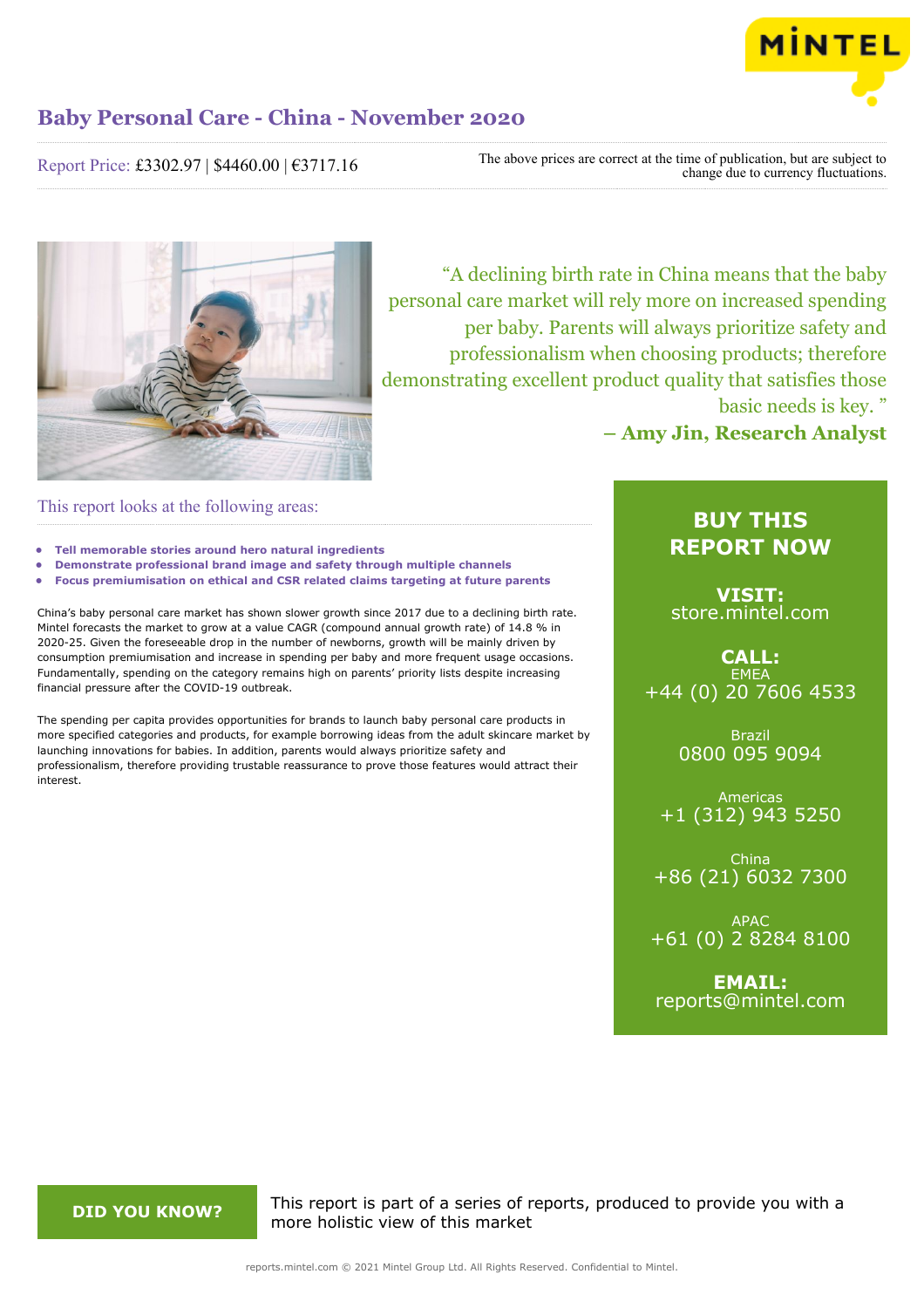# Baby Personal Care - China - November 2020

Report Price: £3302.97 | $4460.00 | €3717.16

The above prices are correct at the time of publication, but are subject to change due to currency fluctuations.

"A declining birth rate in China means that the baby personal care market will rely more on increased spending per baby. Parents will always prioritize safety and professionalism when choosing products; therefore demonstrating excellent product quality that satisfies those basic needs is key. "

**– Amy Jin, Research Analyst**

## This report looks at the following areas:

- **Tell memorable stories around hero natural ingredients**
- **Demonstrate professional brand image and safety through multiple channels**
- **Focus premiumisation on ethical and CSR related claims targeting at future parents**

China's baby personal care market has shown slower growth since 2017 due to a declining birth rate. Mintel forecasts the market to grow at a value CAGR (compound annual growth rate) of 14.8 % in 2020-25. Given the foreseeable drop in the number of newborns, growth will be mainly driven by consumption premiumisation and increase in spending per baby and more frequent usage occasions. Fundamentally, spending on the category remains high on parents' priority lists despite increasing financial pressure after the COVID-19 outbreak.

The spending per capita provides opportunities for brands to launch baby personal care products in more specified categories and products, for example borrowing ideas from the adult skincare market by launching innovations for babies. In addition, parents would always prioritize safety and professionalism, therefore providing trustable reassurance to prove those features would attract their interest.

## BUY THIS REPORT NOW

**VISIT:**
store.mintel.com

**CALL:**

EMEA
+44 (0) 20 7606 4533

Brazil
0800 095 9094

Americas
+1 (312) 943 5250

China
+86 (21) 6032 7300

APAC
+61 (0) 2 8284 8100

**EMAIL:**
reports@mintel.com

**DID YOU KNOW?**

This report is part of a series of reports, produced to provide you with a more holistic view of this market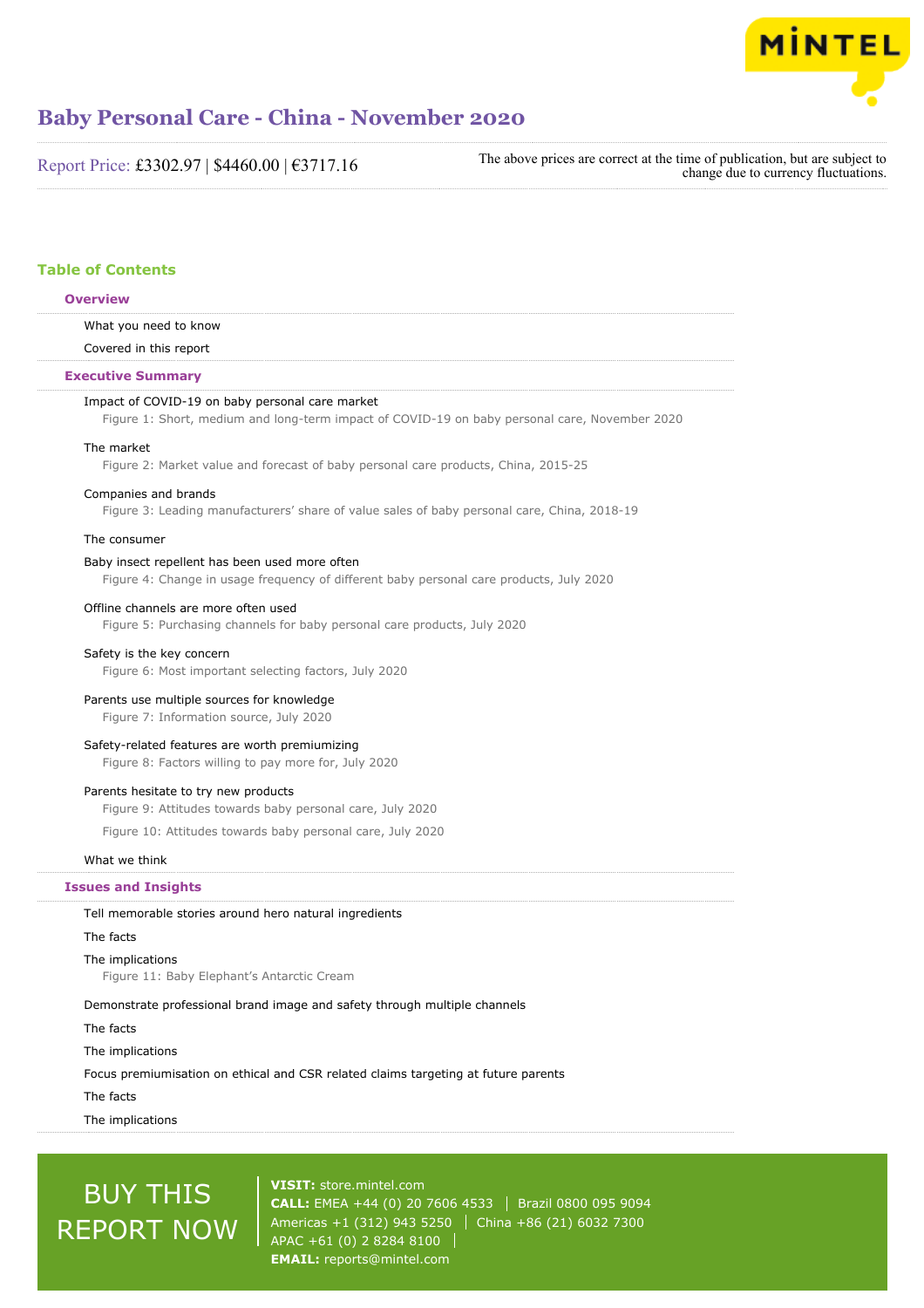# Baby Personal Care - China - November 2020

Report Price: £3302.97 | $4460.00 | €3717.16

The above prices are correct at the time of publication, but are subject to change due to currency fluctuations.

## Table of Contents

### Overview

What you need to know

Covered in this report

### Executive Summary

Impact of COVID-19 on baby personal care market

Figure 1: Short, medium and long-term impact of COVID-19 on baby personal care, November 2020

The market

Figure 2: Market value and forecast of baby personal care products, China, 2015-25

Companies and brands

Figure 3: Leading manufacturers' share of value sales of baby personal care, China, 2018-19

The consumer

Baby insect repellent has been used more often

Figure 4: Change in usage frequency of different baby personal care products, July 2020

Offline channels are more often used

Figure 5: Purchasing channels for baby personal care products, July 2020

Safety is the key concern

Figure 6: Most important selecting factors, July 2020

Parents use multiple sources for knowledge

Figure 7: Information source, July 2020

Safety-related features are worth premiumizing

Figure 8: Factors willing to pay more for, July 2020

Parents hesitate to try new products

Figure 9: Attitudes towards baby personal care, July 2020

Figure 10: Attitudes towards baby personal care, July 2020

What we think

### Issues and Insights

Tell memorable stories around hero natural ingredients

The facts

The implications

Figure 11: Baby Elephant's Antarctic Cream

Demonstrate professional brand image and safety through multiple channels

The facts

The implications

Focus premiumisation on ethical and CSR related claims targeting at future parents

The facts

The implications

BUY THIS REPORT NOW

**VISIT:** store.mintel.com
**CALL:** EMEA +44 (0) 20 7606 4533 | Brazil 0800 095 9094
Americas +1 (312) 943 5250 | China +86 (21) 6032 7300
APAC +61 (0) 2 8284 8100
**EMAIL:** reports@mintel.com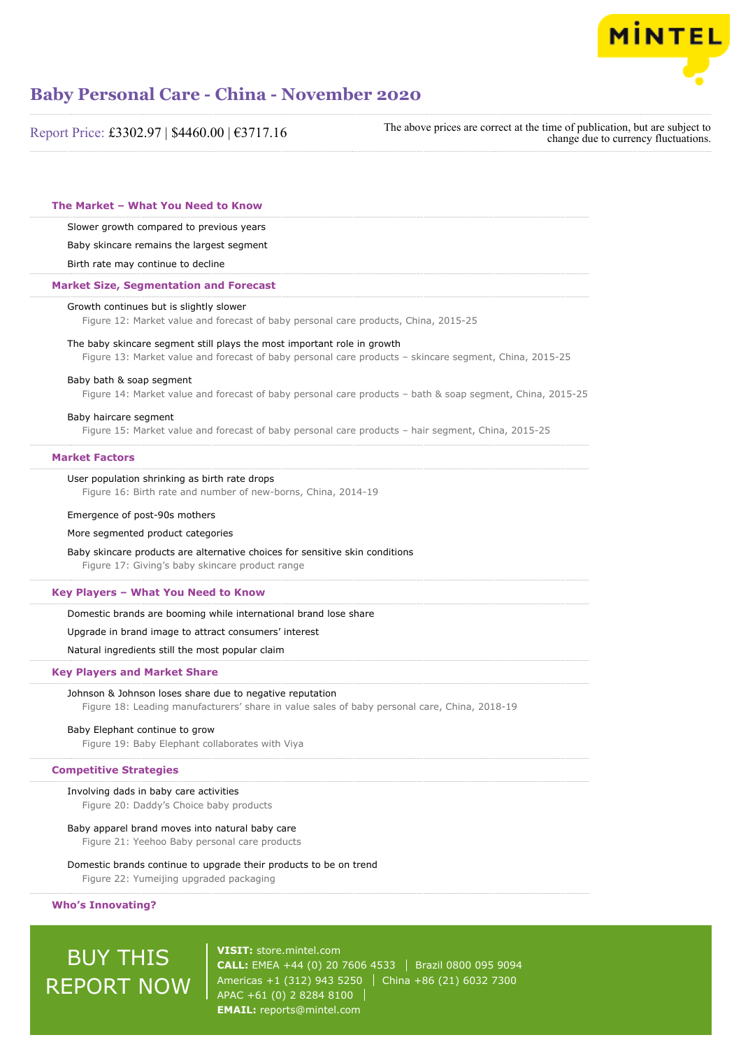# Baby Personal Care - China - November 2020

Report Price: £3302.97 | $4460.00 | €3717.16

The above prices are correct at the time of publication, but are subject to change due to currency fluctuations.

## The Market – What You Need to Know

Slower growth compared to previous years

Baby skincare remains the largest segment

Birth rate may continue to decline

## Market Size, Segmentation and Forecast

Growth continues but is slightly slower

Figure 12: Market value and forecast of baby personal care products, China, 2015-25

The baby skincare segment still plays the most important role in growth

Figure 13: Market value and forecast of baby personal care products – skincare segment, China, 2015-25

Baby bath & soap segment

Figure 14: Market value and forecast of baby personal care products – bath & soap segment, China, 2015-25

Baby haircare segment

Figure 15: Market value and forecast of baby personal care products – hair segment, China, 2015-25

## Market Factors

User population shrinking as birth rate drops

Figure 16: Birth rate and number of new-borns, China, 2014-19

Emergence of post-90s mothers

More segmented product categories

Baby skincare products are alternative choices for sensitive skin conditions

Figure 17: Giving's baby skincare product range

## Key Players – What You Need to Know

Domestic brands are booming while international brand lose share

Upgrade in brand image to attract consumers' interest

Natural ingredients still the most popular claim

## Key Players and Market Share

Johnson & Johnson loses share due to negative reputation

Figure 18: Leading manufacturers' share in value sales of baby personal care, China, 2018-19

Baby Elephant continue to grow

Figure 19: Baby Elephant collaborates with Viya

## Competitive Strategies

Involving dads in baby care activities

Figure 20: Daddy's Choice baby products

Baby apparel brand moves into natural baby care

Figure 21: Yeehoo Baby personal care products

Domestic brands continue to upgrade their products to be on trend

Figure 22: Yumeijing upgraded packaging

## Who's Innovating?

BUY THIS REPORT NOW

**VISIT:** store.mintel.com

**CALL:** EMEA +44 (0) 20 7606 4533 | Brazil 0800 095 9094
Americas +1 (312) 943 5250 | China +86 (21) 6032 7300
APAC +61 (0) 2 8284 8100

**EMAIL:** reports@mintel.com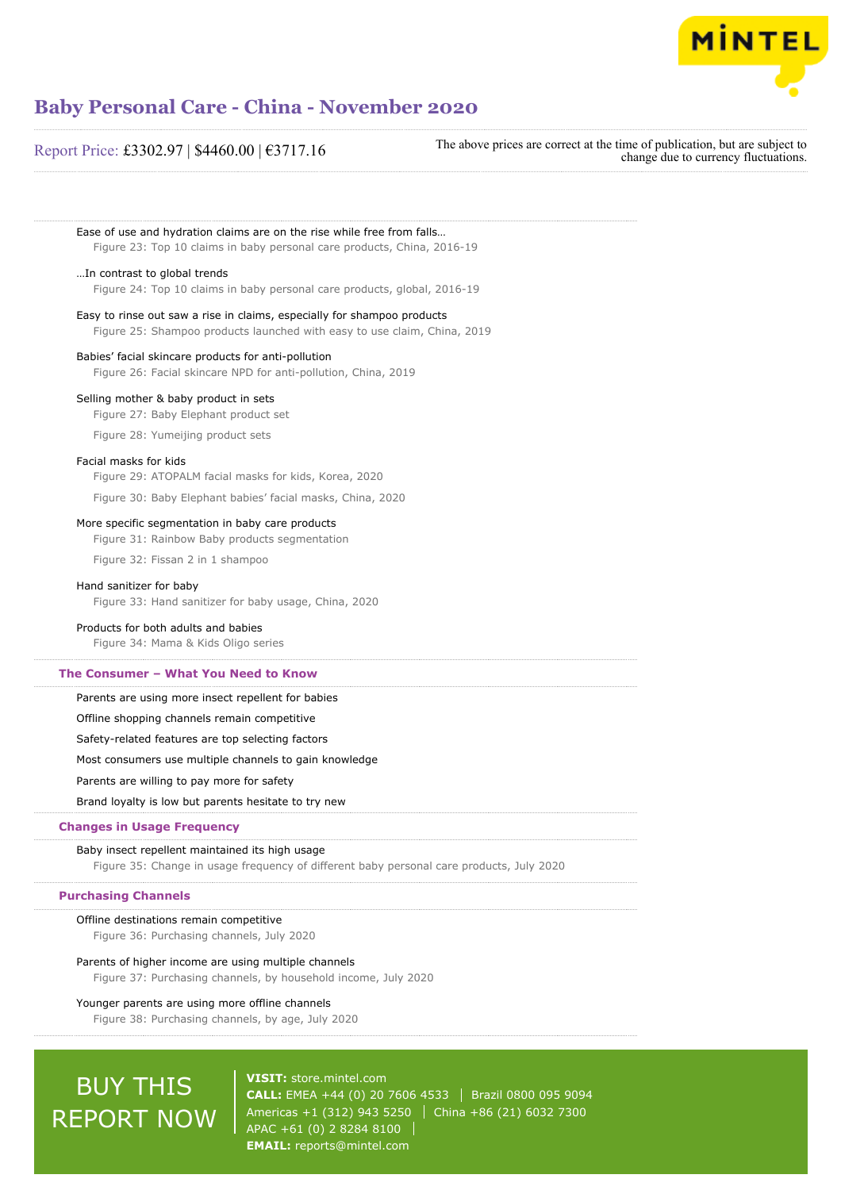Ease of use and hydration claims are on the rise while free from falls…

Figure 23: Top 10 claims in baby personal care products, China, 2016-19

…In contrast to global trends

Figure 24: Top 10 claims in baby personal care products, global, 2016-19

Easy to rinse out saw a rise in claims, especially for shampoo products

Figure 25: Shampoo products launched with easy to use claim, China, 2019

Babies' facial skincare products for anti-pollution

Figure 26: Facial skincare NPD for anti-pollution, China, 2019

Selling mother & baby product in sets

Figure 27: Baby Elephant product set

Figure 28: Yumeijing product sets

Facial masks for kids

Figure 29: ATOPALM facial masks for kids, Korea, 2020

Figure 30: Baby Elephant babies' facial masks, China, 2020

More specific segmentation in baby care products

Figure 31: Rainbow Baby products segmentation

Figure 32: Fissan 2 in 1 shampoo

Hand sanitizer for baby

Figure 33: Hand sanitizer for baby usage, China, 2020

Products for both adults and babies

Figure 34: Mama & Kids Oligo series

## The Consumer – What You Need to Know

Parents are using more insect repellent for babies

Offline shopping channels remain competitive

Safety-related features are top selecting factors

Most consumers use multiple channels to gain knowledge

Parents are willing to pay more for safety

Brand loyalty is low but parents hesitate to try new

## Changes in Usage Frequency

Baby insect repellent maintained its high usage

Figure 35: Change in usage frequency of different baby personal care products, July 2020

## Purchasing Channels

Offline destinations remain competitive

Figure 36: Purchasing channels, July 2020

Parents of higher income are using multiple channels

Figure 37: Purchasing channels, by household income, July 2020

Younger parents are using more offline channels

Figure 38: Purchasing channels, by age, July 2020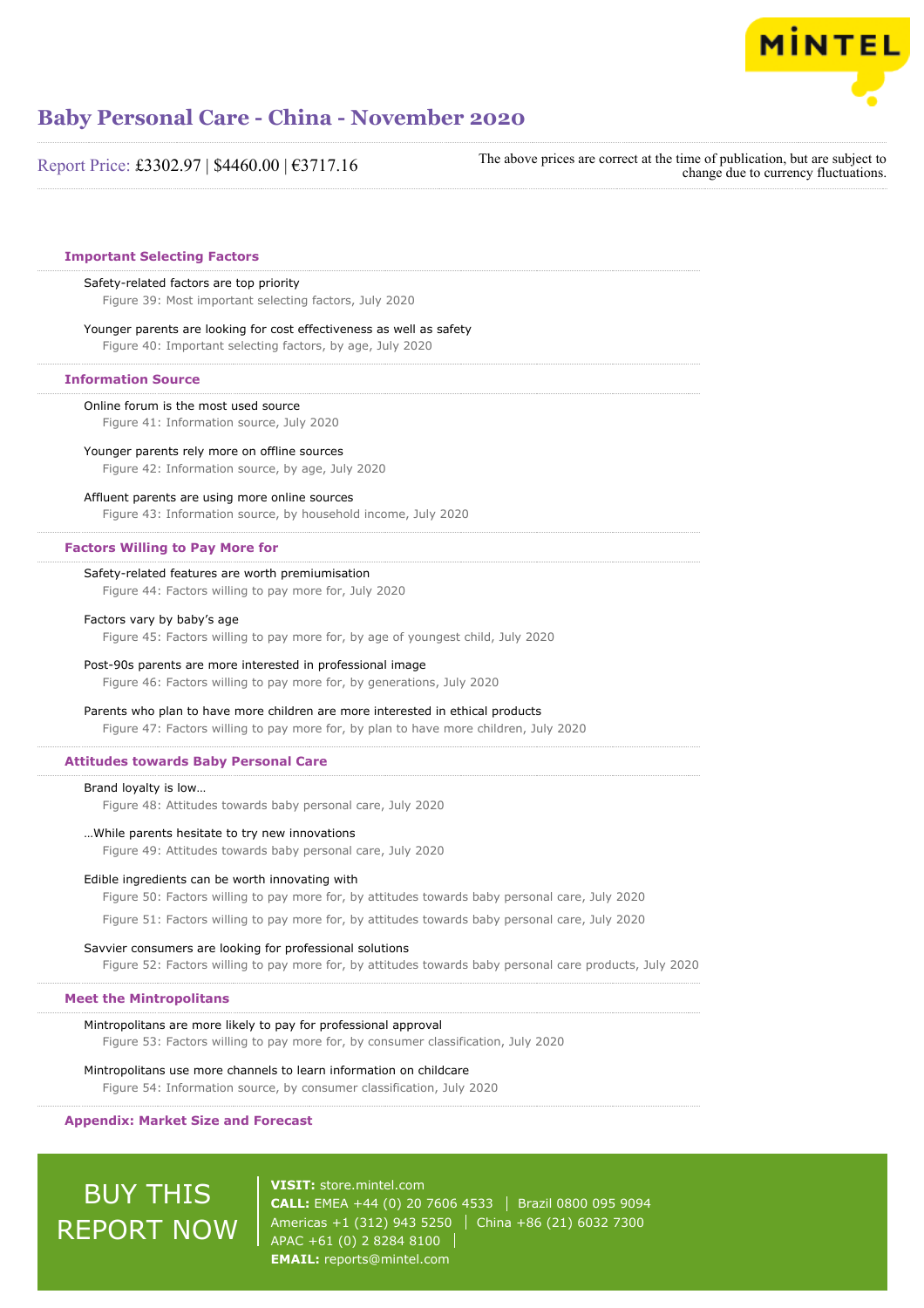# Baby Personal Care - China - November 2020

Report Price: £3302.97 | $4460.00 | €3717.16

The above prices are correct at the time of publication, but are subject to change due to currency fluctuations.

## Important Selecting Factors

Safety-related factors are top priority

Figure 39: Most important selecting factors, July 2020

Younger parents are looking for cost effectiveness as well as safety

Figure 40: Important selecting factors, by age, July 2020

## Information Source

Online forum is the most used source

Figure 41: Information source, July 2020

Younger parents rely more on offline sources

Figure 42: Information source, by age, July 2020

Affluent parents are using more online sources

Figure 43: Information source, by household income, July 2020

## Factors Willing to Pay More for

Safety-related features are worth premiumisation

Figure 44: Factors willing to pay more for, July 2020

Factors vary by baby's age

Figure 45: Factors willing to pay more for, by age of youngest child, July 2020

Post-90s parents are more interested in professional image

Figure 46: Factors willing to pay more for, by generations, July 2020

Parents who plan to have more children are more interested in ethical products

Figure 47: Factors willing to pay more for, by plan to have more children, July 2020

## Attitudes towards Baby Personal Care

Brand loyalty is low…

Figure 48: Attitudes towards baby personal care, July 2020

…While parents hesitate to try new innovations

Figure 49: Attitudes towards baby personal care, July 2020

Edible ingredients can be worth innovating with

Figure 50: Factors willing to pay more for, by attitudes towards baby personal care, July 2020

Figure 51: Factors willing to pay more for, by attitudes towards baby personal care, July 2020

Savvier consumers are looking for professional solutions

Figure 52: Factors willing to pay more for, by attitudes towards baby personal care products, July 2020

## Meet the Mintropolitans

Mintropolitans are more likely to pay for professional approval

Figure 53: Factors willing to pay more for, by consumer classification, July 2020

Mintropolitans use more channels to learn information on childcare

Figure 54: Information source, by consumer classification, July 2020

## Appendix: Market Size and Forecast

BUY THIS REPORT NOW

**VISIT:** store.mintel.com

**CALL:** EMEA +44 (0) 20 7606 4533 | Brazil 0800 095 9094
Americas +1 (312) 943 5250 | China +86 (21) 6032 7300
APAC +61 (0) 2 8284 8100

**EMAIL:** reports@mintel.com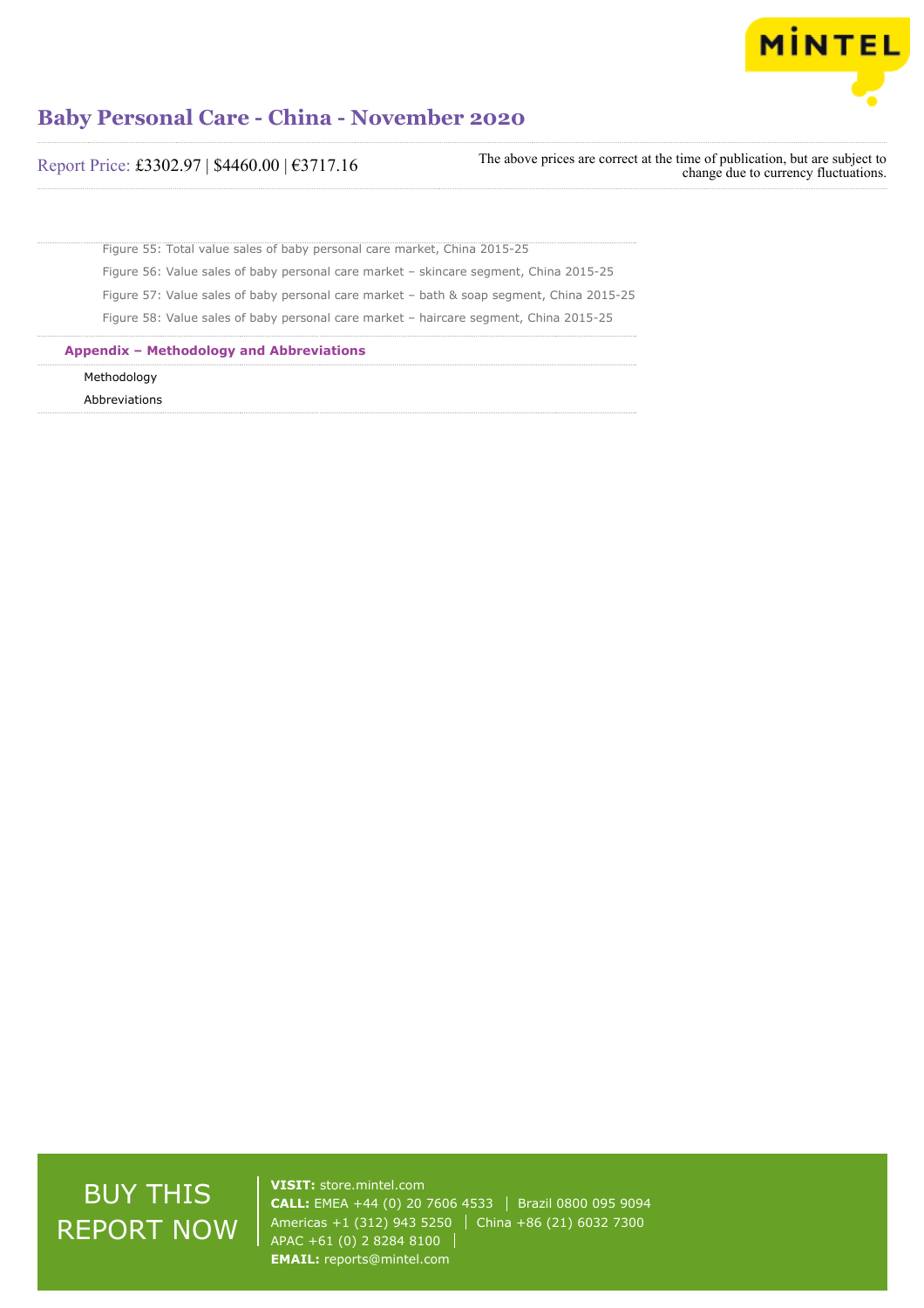Figure 55: Total value sales of baby personal care market, China 2015-25

Figure 56: Value sales of baby personal care market – skincare segment, China 2015-25

Figure 57: Value sales of baby personal care market – bath & soap segment, China 2015-25

Figure 58: Value sales of baby personal care market – haircare segment, China 2015-25

**Appendix – Methodology and Abbreviations**

Methodology

Abbreviations

BUY THIS REPORT NOW

**VISIT:** store.mintel.com
**CALL:** EMEA +44 (0) 20 7606 4533 | Brazil 0800 095 9094
Americas +1 (312) 943 5250 | China +86 (21) 6032 7300
APAC +61 (0) 2 8284 8100
**EMAIL:** reports@mintel.com